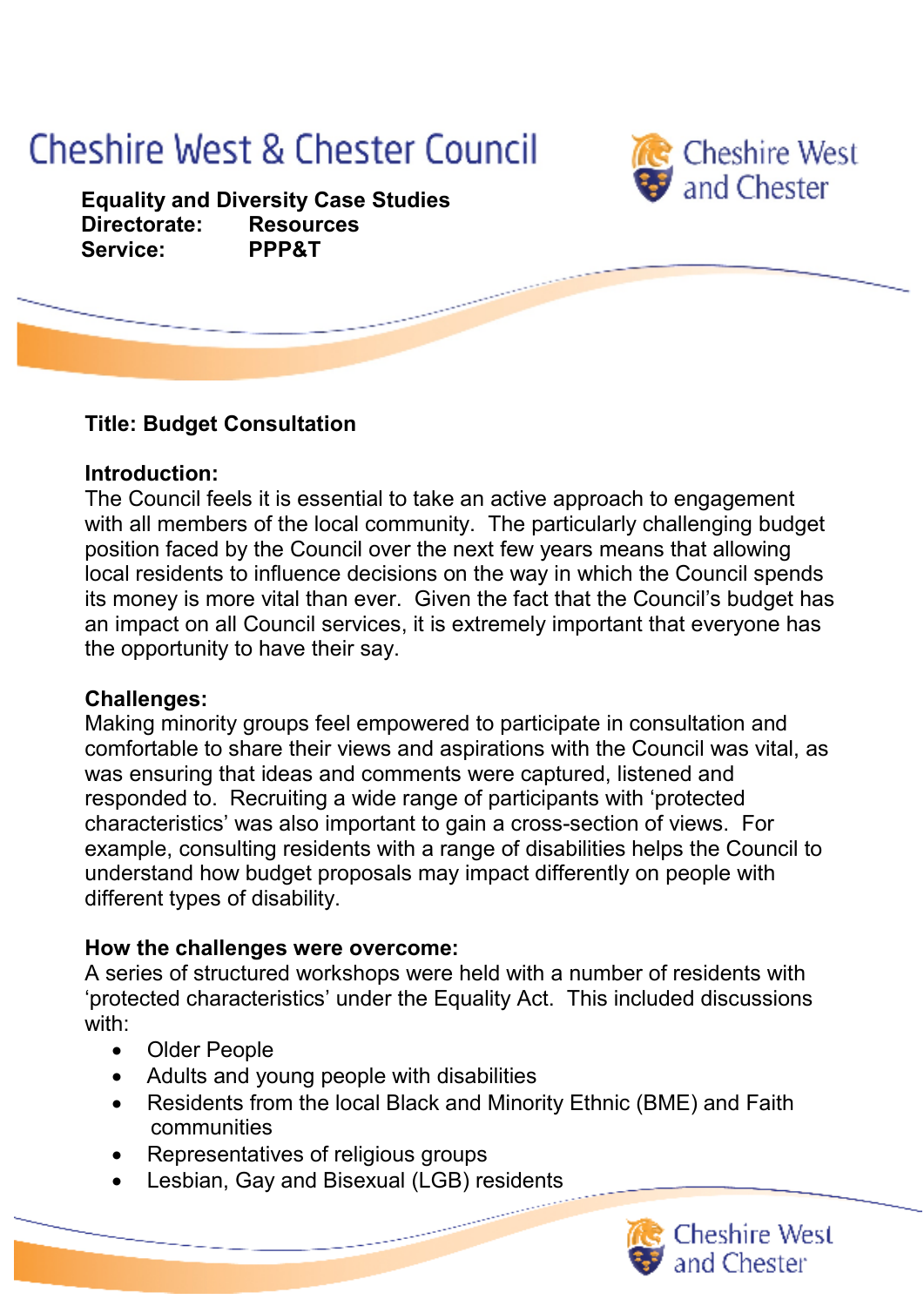# Cheshire West & Chester Council

**Equality and Diversity Case Studies**
**Directorate: Resources**
**Service: PPP&T**

**Title: Budget Consultation**

**Introduction:**
The Council feels it is essential to take an active approach to engagement with all members of the local community. The particularly challenging budget position faced by the Council over the next few years means that allowing local residents to influence decisions on the way in which the Council spends its money is more vital than ever. Given the fact that the Council's budget has an impact on all Council services, it is extremely important that everyone has the opportunity to have their say.

**Challenges:**
Making minority groups feel empowered to participate in consultation and comfortable to share their views and aspirations with the Council was vital, as was ensuring that ideas and comments were captured, listened and responded to. Recruiting a wide range of participants with 'protected characteristics' was also important to gain a cross-section of views. For example, consulting residents with a range of disabilities helps the Council to understand how budget proposals may impact differently on people with different types of disability.

**How the challenges were overcome:**
A series of structured workshops were held with a number of residents with 'protected characteristics' under the Equality Act. This included discussions with:

- Older People
- Adults and young people with disabilities
- Residents from the local Black and Minority Ethnic (BME) and Faith communities
- Representatives of religious groups
- Lesbian, Gay and Bisexual (LGB) residents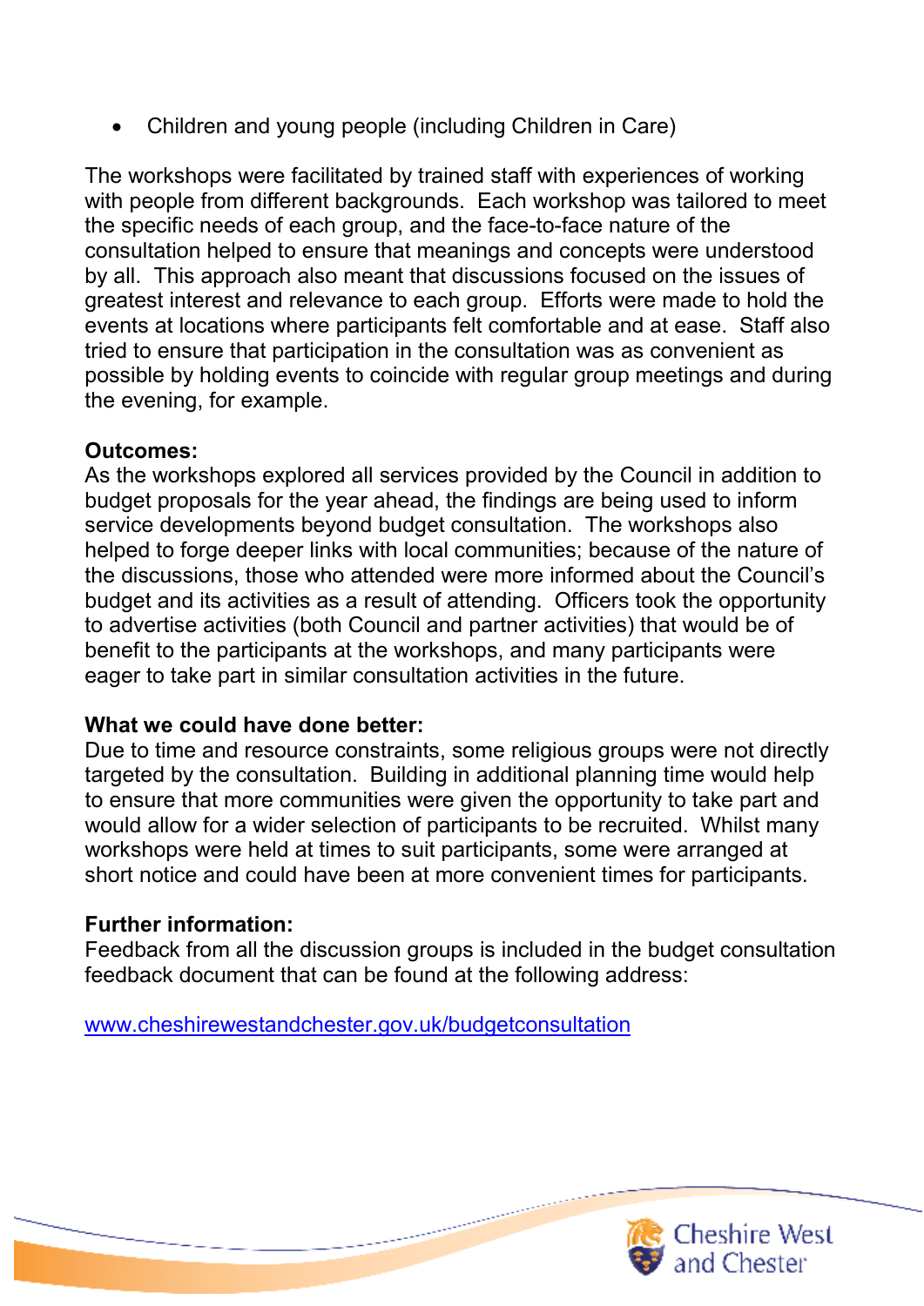- Children and young people (including Children in Care)

The workshops were facilitated by trained staff with experiences of working with people from different backgrounds. Each workshop was tailored to meet the specific needs of each group, and the face-to-face nature of the consultation helped to ensure that meanings and concepts were understood by all. This approach also meant that discussions focused on the issues of greatest interest and relevance to each group. Efforts were made to hold the events at locations where participants felt comfortable and at ease. Staff also tried to ensure that participation in the consultation was as convenient as possible by holding events to coincide with regular group meetings and during the evening, for example.

**Outcomes:**
As the workshops explored all services provided by the Council in addition to budget proposals for the year ahead, the findings are being used to inform service developments beyond budget consultation. The workshops also helped to forge deeper links with local communities; because of the nature of the discussions, those who attended were more informed about the Council's budget and its activities as a result of attending. Officers took the opportunity to advertise activities (both Council and partner activities) that would be of benefit to the participants at the workshops, and many participants were eager to take part in similar consultation activities in the future.

**What we could have done better:**
Due to time and resource constraints, some religious groups were not directly targeted by the consultation. Building in additional planning time would help to ensure that more communities were given the opportunity to take part and would allow for a wider selection of participants to be recruited. Whilst many workshops were held at times to suit participants, some were arranged at short notice and could have been at more convenient times for participants.

**Further information:**
Feedback from all the discussion groups is included in the budget consultation feedback document that can be found at the following address:

[www.cheshirewestandchester.gov.uk/budgetconsultation](http://www.cheshirewestandchester.gov.uk/budgetconsultation)